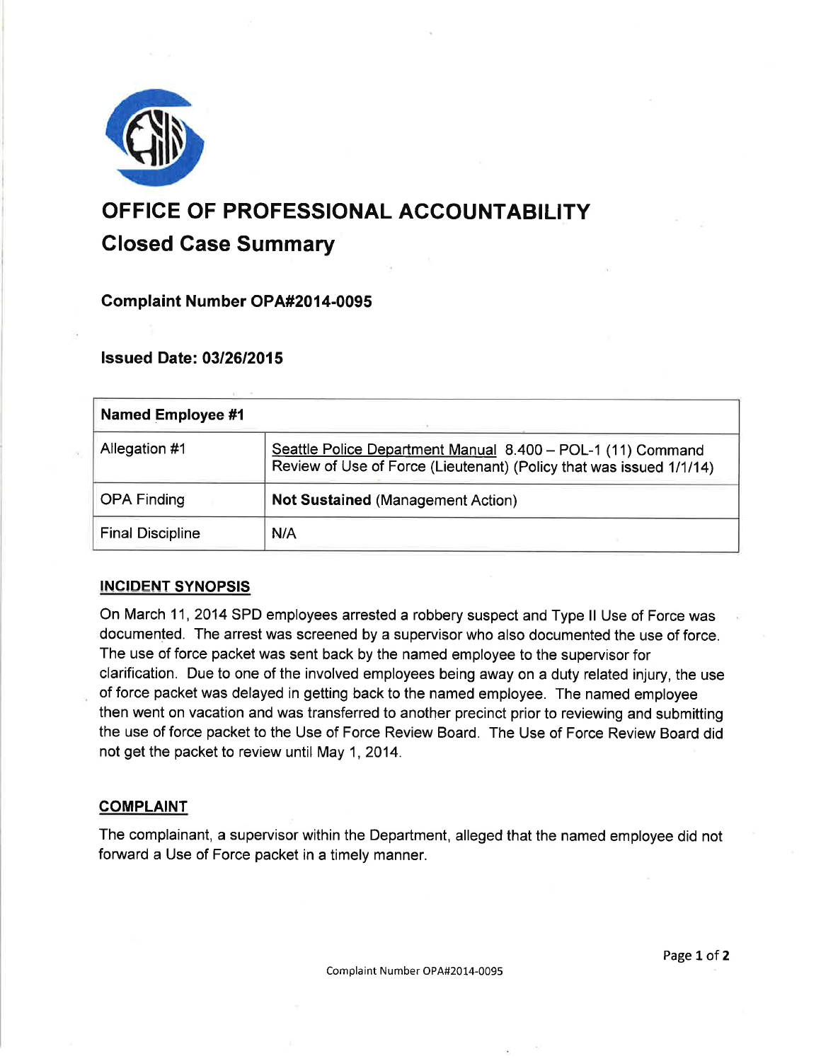# OFFICE OF PROFESSIONAL ACCOUNTABILITY

## Closed Case Summary

### Complaint Number OPA#2014-0095

### Issued Date: 03/26/2015

| Named Employee #1 | |
|---|---|
| Allegation #1 | Seattle Police Department Manual 8.400 – POL-1 (11) Command Review of Use of Force (Lieutenant) (Policy that was issued 1/1/14) |
| OPA Finding | **Not Sustained** (Management Action) |
| Final Discipline | N/A |

**INCIDENT SYNOPSIS**

On March 11, 2014 SPD employees arrested a robbery suspect and Type II Use of Force was documented. The arrest was screened by a supervisor who also documented the use of force. The use of force packet was sent back by the named employee to the supervisor for clarification. Due to one of the involved employees being away on a duty related injury, the use of force packet was delayed in getting back to the named employee. The named employee then went on vacation and was transferred to another precinct prior to reviewing and submitting the use of force packet to the Use of Force Review Board. The Use of Force Review Board did not get the packet to review until May 1, 2014.

**COMPLAINT**

The complainant, a supervisor within the Department, alleged that the named employee did not forward a Use of Force packet in a timely manner.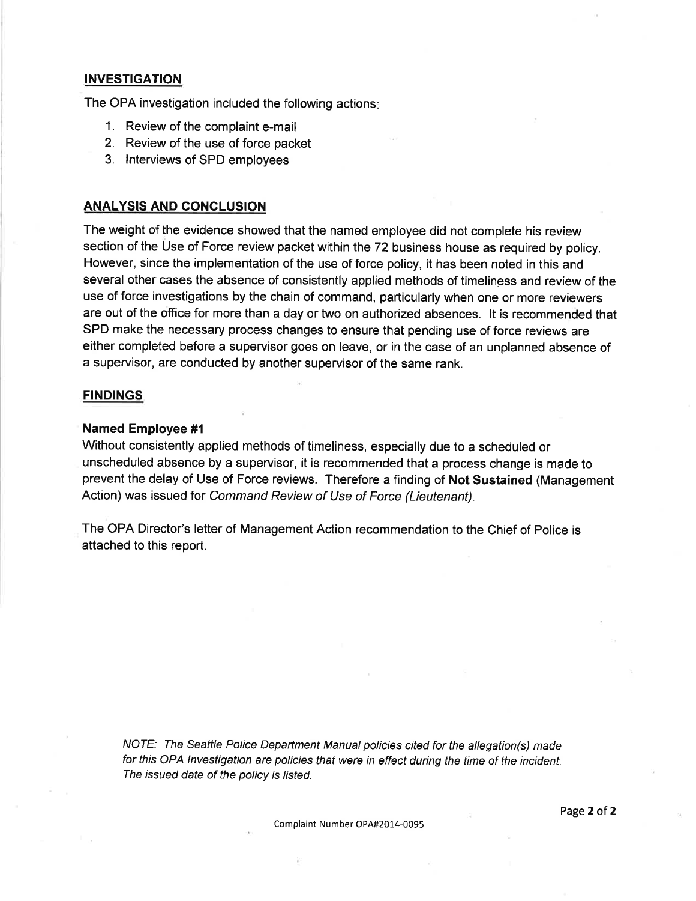## INVESTIGATION

The OPA investigation included the following actions:

1. Review of the complaint e-mail
2. Review of the use of force packet
3. Interviews of SPD employees

## ANALYSIS AND CONCLUSION

The weight of the evidence showed that the named employee did not complete his review section of the Use of Force review packet within the 72 business house as required by policy. However, since the implementation of the use of force policy, it has been noted in this and several other cases the absence of consistently applied methods of timeliness and review of the use of force investigations by the chain of command, particularly when one or more reviewers are out of the office for more than a day or two on authorized absences. It is recommended that SPD make the necessary process changes to ensure that pending use of force reviews are either completed before a supervisor goes on leave, or in the case of an unplanned absence of a supervisor, are conducted by another supervisor of the same rank.

## FINDINGS

### Named Employee #1

Without consistently applied methods of timeliness, especially due to a scheduled or unscheduled absence by a supervisor, it is recommended that a process change is made to prevent the delay of Use of Force reviews. Therefore a finding of **Not Sustained** (Management Action) was issued for *Command Review of Use of Force (Lieutenant)*.

The OPA Director's letter of Management Action recommendation to the Chief of Police is attached to this report.

*NOTE: The Seattle Police Department Manual policies cited for the allegation(s) made for this OPA Investigation are policies that were in effect during the time of the incident. The issued date of the policy is listed.*

Complaint Number OPA#2014-0095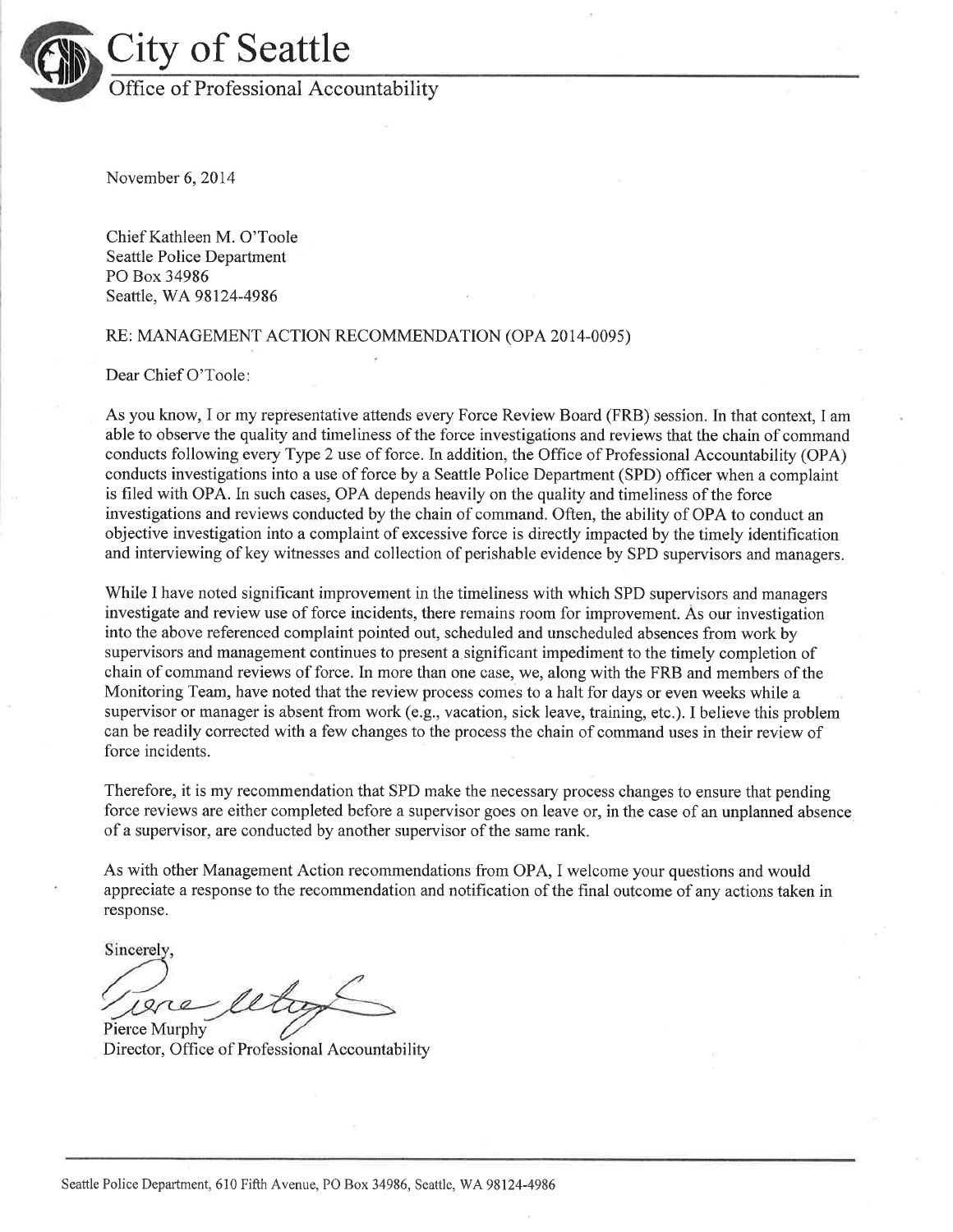# City of Seattle

## Office of Professional Accountability

November 6, 2014

Chief Kathleen M. O'Toole
Seattle Police Department
PO Box 34986
Seattle, WA 98124-4986

RE: MANAGEMENT ACTION RECOMMENDATION (OPA 2014-0095)

Dear Chief O'Toole:

As you know, I or my representative attends every Force Review Board (FRB) session. In that context, I am able to observe the quality and timeliness of the force investigations and reviews that the chain of command conducts following every Type 2 use of force. In addition, the Office of Professional Accountability (OPA) conducts investigations into a use of force by a Seattle Police Department (SPD) officer when a complaint is filed with OPA. In such cases, OPA depends heavily on the quality and timeliness of the force investigations and reviews conducted by the chain of command. Often, the ability of OPA to conduct an objective investigation into a complaint of excessive force is directly impacted by the timely identification and interviewing of key witnesses and collection of perishable evidence by SPD supervisors and managers.

While I have noted significant improvement in the timeliness with which SPD supervisors and managers investigate and review use of force incidents, there remains room for improvement. As our investigation into the above referenced complaint pointed out, scheduled and unscheduled absences from work by supervisors and management continues to present a significant impediment to the timely completion of chain of command reviews of force. In more than one case, we, along with the FRB and members of the Monitoring Team, have noted that the review process comes to a halt for days or even weeks while a supervisor or manager is absent from work (e.g., vacation, sick leave, training, etc.). I believe this problem can be readily corrected with a few changes to the process the chain of command uses in their review of force incidents.

Therefore, it is my recommendation that SPD make the necessary process changes to ensure that pending force reviews are either completed before a supervisor goes on leave or, in the case of an unplanned absence of a supervisor, are conducted by another supervisor of the same rank.

As with other Management Action recommendations from OPA, I welcome your questions and would appreciate a response to the recommendation and notification of the final outcome of any actions taken in response.

Sincerely,

Pierce Murphy
Director, Office of Professional Accountability

Seattle Police Department, 610 Fifth Avenue, PO Box 34986, Seattle, WA 98124-4986